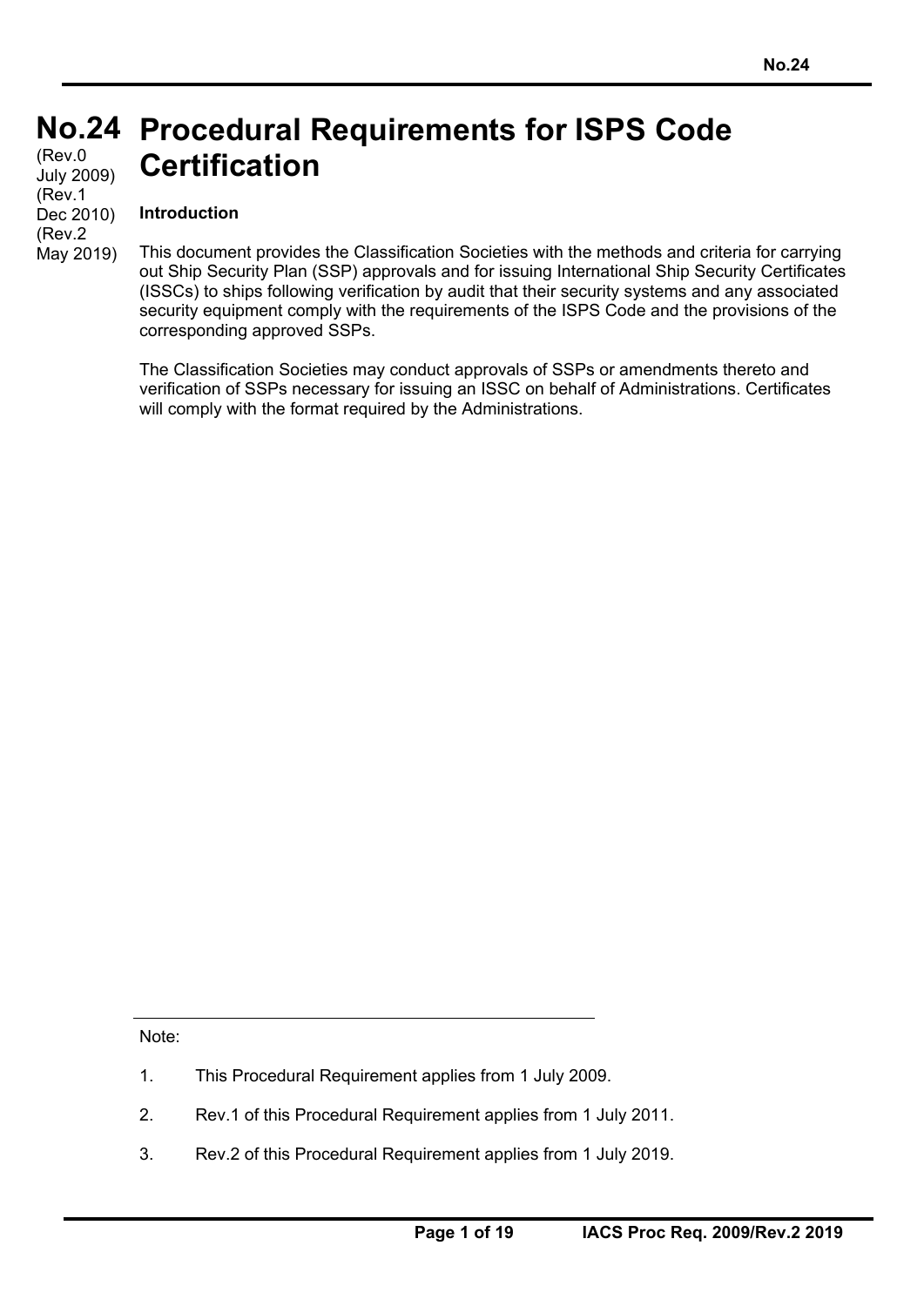# No.24 Procedural Requirements for ISPS Code Certification

(Rev.0 July 2009)
(Rev.1 Dec 2010)
(Rev.2 May 2019)

## Introduction

This document provides the Classification Societies with the methods and criteria for carrying out Ship Security Plan (SSP) approvals and for issuing International Ship Security Certificates (ISSCs) to ships following verification by audit that their security systems and any associated security equipment comply with the requirements of the ISPS Code and the provisions of the corresponding approved SSPs.

The Classification Societies may conduct approvals of SSPs or amendments thereto and verification of SSPs necessary for issuing an ISSC on behalf of Administrations. Certificates will comply with the format required by the Administrations.

---

Note:

1. This Procedural Requirement applies from 1 July 2009.
2. Rev.1 of this Procedural Requirement applies from 1 July 2011.
3. Rev.2 of this Procedural Requirement applies from 1 July 2019.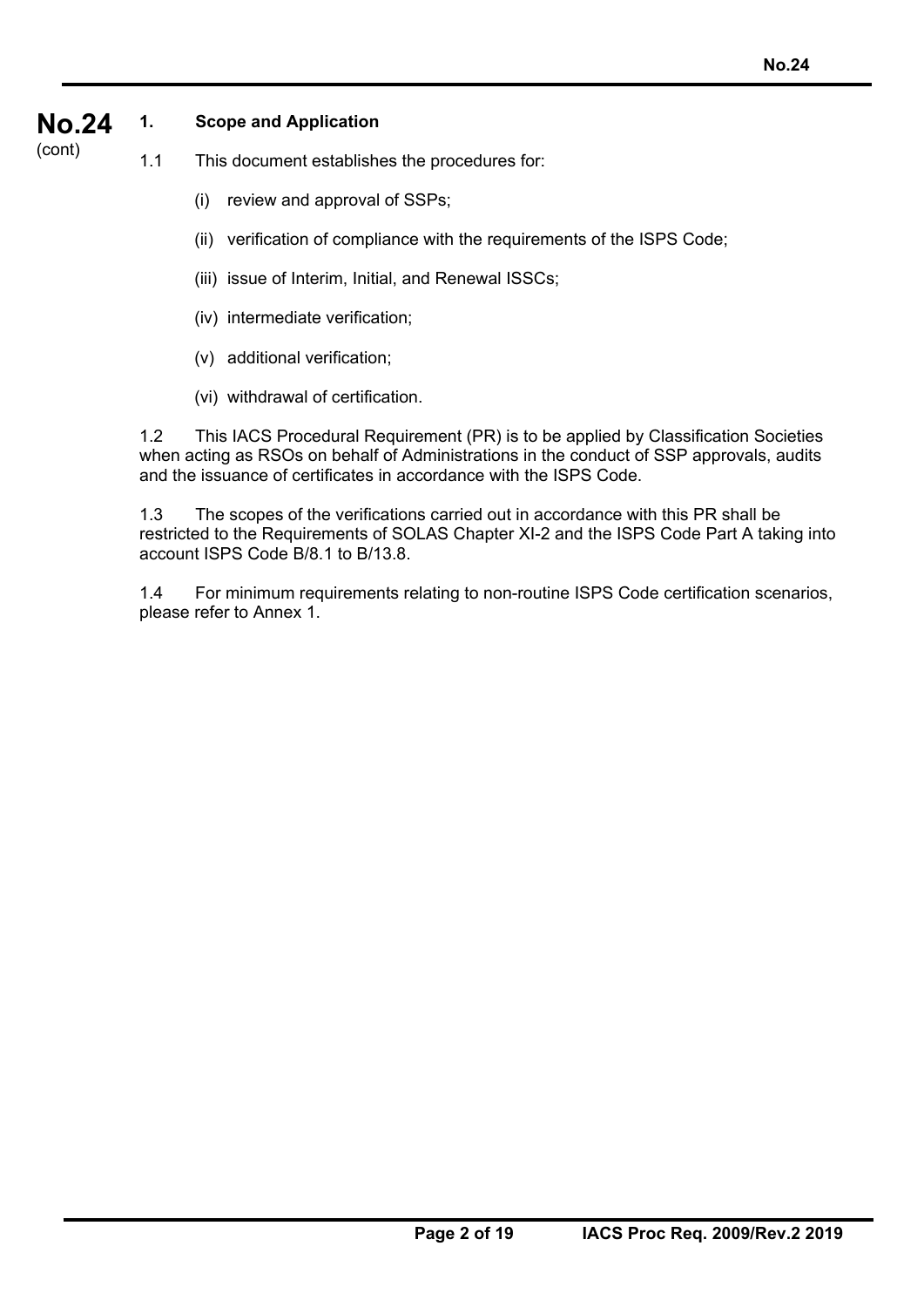## 1. Scope and Application

1.1 This document establishes the procedures for:

- (i) review and approval of SSPs;
- (ii) verification of compliance with the requirements of the ISPS Code;
- (iii) issue of Interim, Initial, and Renewal ISSCs;
- (iv) intermediate verification;
- (v) additional verification;
- (vi) withdrawal of certification.

1.2 This IACS Procedural Requirement (PR) is to be applied by Classification Societies when acting as RSOs on behalf of Administrations in the conduct of SSP approvals, audits and the issuance of certificates in accordance with the ISPS Code.

1.3 The scopes of the verifications carried out in accordance with this PR shall be restricted to the Requirements of SOLAS Chapter XI-2 and the ISPS Code Part A taking into account ISPS Code B/8.1 to B/13.8.

1.4 For minimum requirements relating to non-routine ISPS Code certification scenarios, please refer to Annex 1.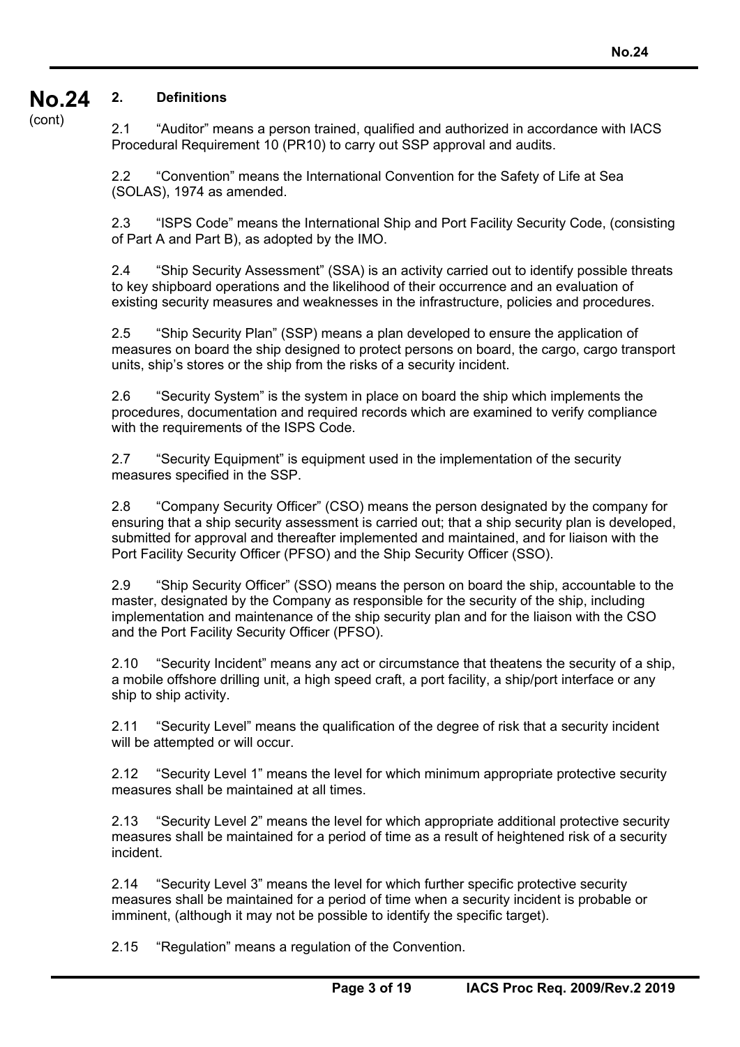## 2. Definitions

2.1 "Auditor" means a person trained, qualified and authorized in accordance with IACS Procedural Requirement 10 (PR10) to carry out SSP approval and audits.

2.2 "Convention" means the International Convention for the Safety of Life at Sea (SOLAS), 1974 as amended.

2.3 "ISPS Code" means the International Ship and Port Facility Security Code, (consisting of Part A and Part B), as adopted by the IMO.

2.4 "Ship Security Assessment" (SSA) is an activity carried out to identify possible threats to key shipboard operations and the likelihood of their occurrence and an evaluation of existing security measures and weaknesses in the infrastructure, policies and procedures.

2.5 "Ship Security Plan" (SSP) means a plan developed to ensure the application of measures on board the ship designed to protect persons on board, the cargo, cargo transport units, ship's stores or the ship from the risks of a security incident.

2.6 "Security System" is the system in place on board the ship which implements the procedures, documentation and required records which are examined to verify compliance with the requirements of the ISPS Code.

2.7 "Security Equipment" is equipment used in the implementation of the security measures specified in the SSP.

2.8 "Company Security Officer" (CSO) means the person designated by the company for ensuring that a ship security assessment is carried out; that a ship security plan is developed, submitted for approval and thereafter implemented and maintained, and for liaison with the Port Facility Security Officer (PFSO) and the Ship Security Officer (SSO).

2.9 "Ship Security Officer" (SSO) means the person on board the ship, accountable to the master, designated by the Company as responsible for the security of the ship, including implementation and maintenance of the ship security plan and for the liaison with the CSO and the Port Facility Security Officer (PFSO).

2.10 "Security Incident" means any act or circumstance that theatens the security of a ship, a mobile offshore drilling unit, a high speed craft, a port facility, a ship/port interface or any ship to ship activity.

2.11 "Security Level" means the qualification of the degree of risk that a security incident will be attempted or will occur.

2.12 "Security Level 1" means the level for which minimum appropriate protective security measures shall be maintained at all times.

2.13 "Security Level 2" means the level for which appropriate additional protective security measures shall be maintained for a period of time as a result of heightened risk of a security incident.

2.14 "Security Level 3" means the level for which further specific protective security measures shall be maintained for a period of time when a security incident is probable or imminent, (although it may not be possible to identify the specific target).

2.15 "Regulation" means a regulation of the Convention.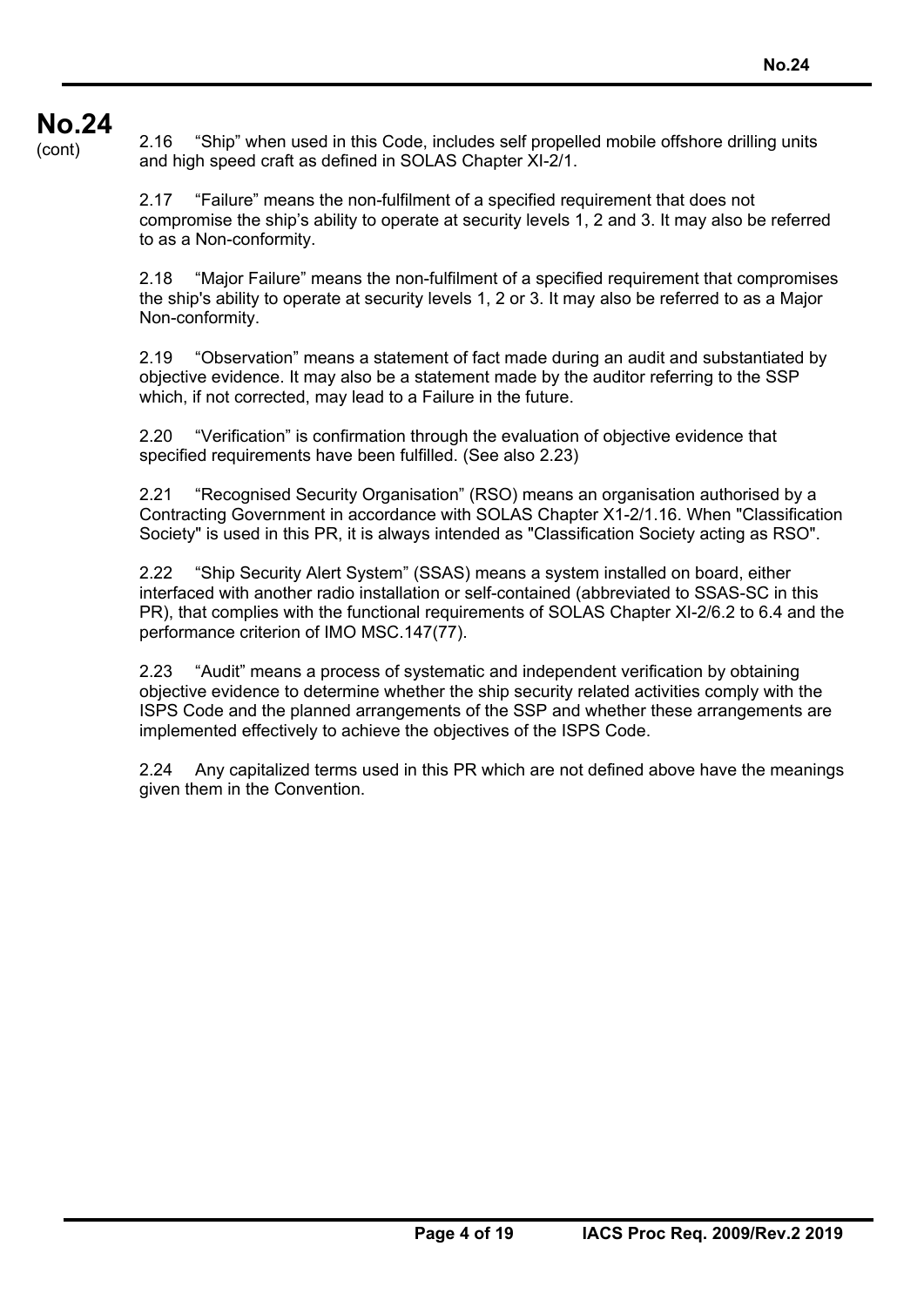2.16 “Ship” when used in this Code, includes self propelled mobile offshore drilling units and high speed craft as defined in SOLAS Chapter XI-2/1.

2.17 “Failure” means the non-fulfilment of a specified requirement that does not compromise the ship’s ability to operate at security levels 1, 2 and 3. It may also be referred to as a Non-conformity.

2.18 “Major Failure” means the non-fulfilment of a specified requirement that compromises the ship's ability to operate at security levels 1, 2 or 3. It may also be referred to as a Major Non-conformity.

2.19 “Observation” means a statement of fact made during an audit and substantiated by objective evidence. It may also be a statement made by the auditor referring to the SSP which, if not corrected, may lead to a Failure in the future.

2.20 “Verification” is confirmation through the evaluation of objective evidence that specified requirements have been fulfilled. (See also 2.23)

2.21 “Recognised Security Organisation” (RSO) means an organisation authorised by a Contracting Government in accordance with SOLAS Chapter X1-2/1.16. When "Classification Society" is used in this PR, it is always intended as "Classification Society acting as RSO".

2.22 “Ship Security Alert System” (SSAS) means a system installed on board, either interfaced with another radio installation or self-contained (abbreviated to SSAS-SC in this PR), that complies with the functional requirements of SOLAS Chapter XI-2/6.2 to 6.4 and the performance criterion of IMO MSC.147(77).

2.23 “Audit” means a process of systematic and independent verification by obtaining objective evidence to determine whether the ship security related activities comply with the ISPS Code and the planned arrangements of the SSP and whether these arrangements are implemented effectively to achieve the objectives of the ISPS Code.

2.24 Any capitalized terms used in this PR which are not defined above have the meanings given them in the Convention.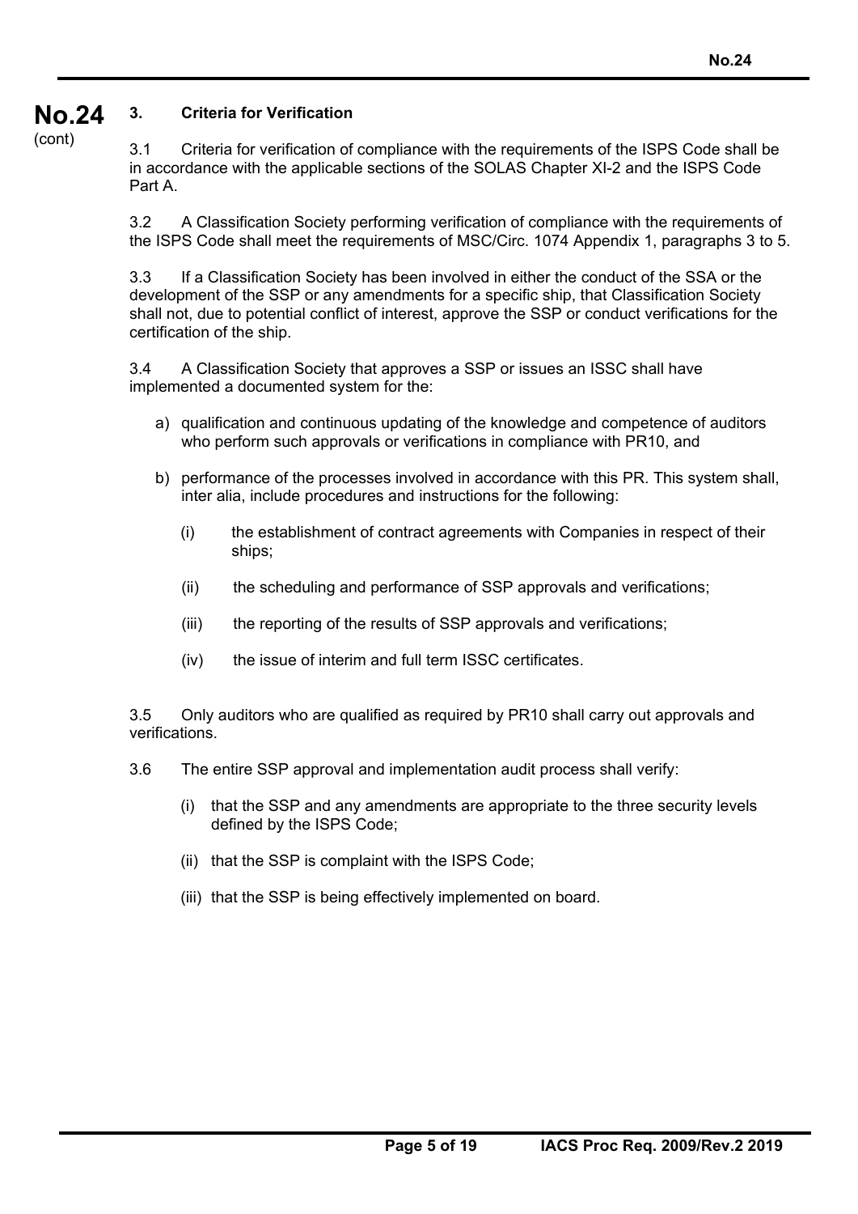## 3. Criteria for Verification

3.1 Criteria for verification of compliance with the requirements of the ISPS Code shall be in accordance with the applicable sections of the SOLAS Chapter XI-2 and the ISPS Code Part A.

3.2 A Classification Society performing verification of compliance with the requirements of the ISPS Code shall meet the requirements of MSC/Circ. 1074 Appendix 1, paragraphs 3 to 5.

3.3 If a Classification Society has been involved in either the conduct of the SSA or the development of the SSP or any amendments for a specific ship, that Classification Society shall not, due to potential conflict of interest, approve the SSP or conduct verifications for the certification of the ship.

3.4 A Classification Society that approves a SSP or issues an ISSC shall have implemented a documented system for the:

a) qualification and continuous updating of the knowledge and competence of auditors who perform such approvals or verifications in compliance with PR10, and

b) performance of the processes involved in accordance with this PR. This system shall, inter alia, include procedures and instructions for the following:

   (i) the establishment of contract agreements with Companies in respect of their ships;

   (ii) the scheduling and performance of SSP approvals and verifications;

   (iii) the reporting of the results of SSP approvals and verifications;

   (iv) the issue of interim and full term ISSC certificates.

3.5 Only auditors who are qualified as required by PR10 shall carry out approvals and verifications.

3.6 The entire SSP approval and implementation audit process shall verify:

(i) that the SSP and any amendments are appropriate to the three security levels defined by the ISPS Code;

(ii) that the SSP is complaint with the ISPS Code;

(iii) that the SSP is being effectively implemented on board.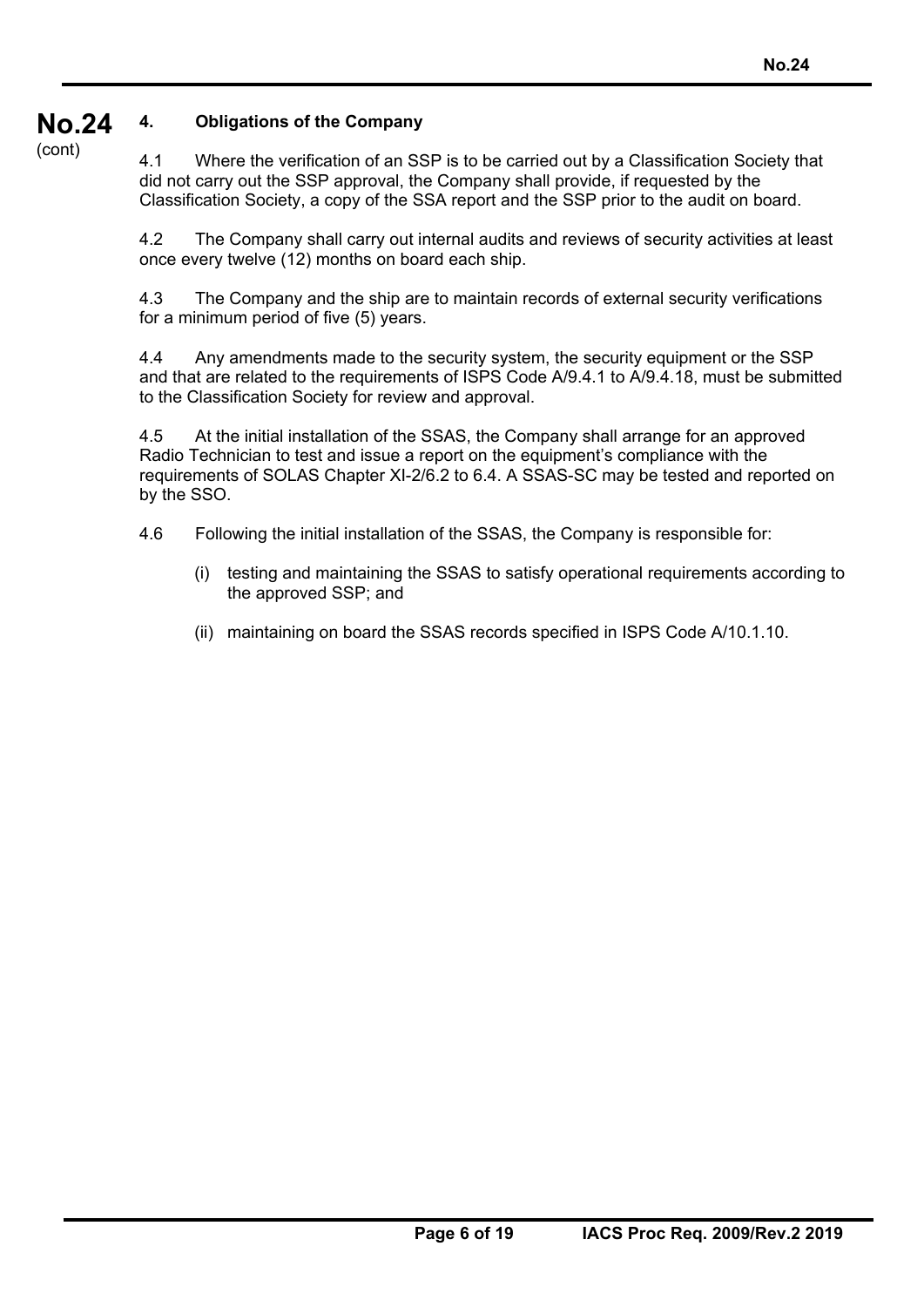## 4. Obligations of the Company

4.1 Where the verification of an SSP is to be carried out by a Classification Society that did not carry out the SSP approval, the Company shall provide, if requested by the Classification Society, a copy of the SSA report and the SSP prior to the audit on board.

4.2 The Company shall carry out internal audits and reviews of security activities at least once every twelve (12) months on board each ship.

4.3 The Company and the ship are to maintain records of external security verifications for a minimum period of five (5) years.

4.4 Any amendments made to the security system, the security equipment or the SSP and that are related to the requirements of ISPS Code A/9.4.1 to A/9.4.18, must be submitted to the Classification Society for review and approval.

4.5 At the initial installation of the SSAS, the Company shall arrange for an approved Radio Technician to test and issue a report on the equipment's compliance with the requirements of SOLAS Chapter XI-2/6.2 to 6.4. A SSAS-SC may be tested and reported on by the SSO.

4.6 Following the initial installation of the SSAS, the Company is responsible for:

(i) testing and maintaining the SSAS to satisfy operational requirements according to the approved SSP; and

(ii) maintaining on board the SSAS records specified in ISPS Code A/10.1.10.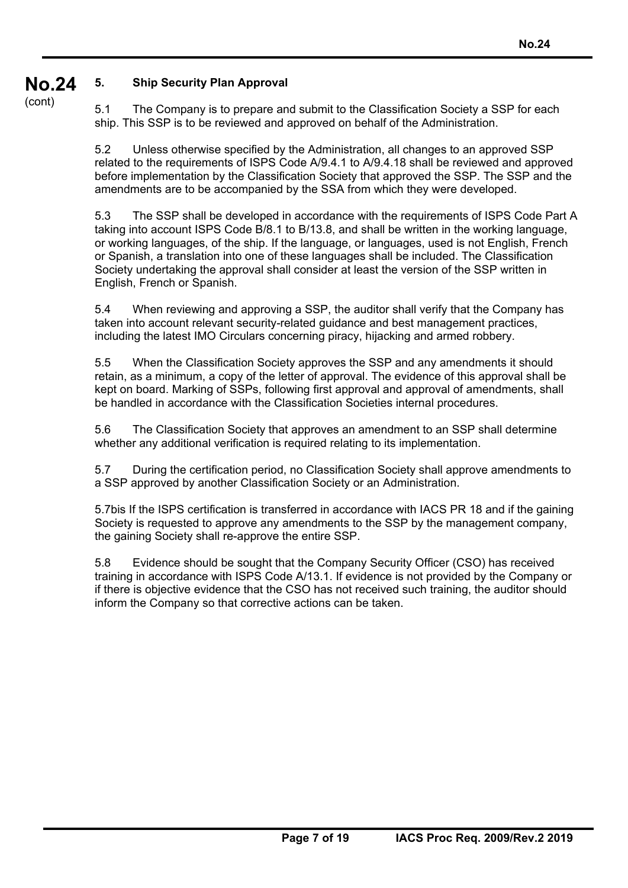## 5. Ship Security Plan Approval

5.1 The Company is to prepare and submit to the Classification Society a SSP for each ship. This SSP is to be reviewed and approved on behalf of the Administration.

5.2 Unless otherwise specified by the Administration, all changes to an approved SSP related to the requirements of ISPS Code A/9.4.1 to A/9.4.18 shall be reviewed and approved before implementation by the Classification Society that approved the SSP. The SSP and the amendments are to be accompanied by the SSA from which they were developed.

5.3 The SSP shall be developed in accordance with the requirements of ISPS Code Part A taking into account ISPS Code B/8.1 to B/13.8, and shall be written in the working language, or working languages, of the ship. If the language, or languages, used is not English, French or Spanish, a translation into one of these languages shall be included. The Classification Society undertaking the approval shall consider at least the version of the SSP written in English, French or Spanish.

5.4 When reviewing and approving a SSP, the auditor shall verify that the Company has taken into account relevant security-related guidance and best management practices, including the latest IMO Circulars concerning piracy, hijacking and armed robbery.

5.5 When the Classification Society approves the SSP and any amendments it should retain, as a minimum, a copy of the letter of approval. The evidence of this approval shall be kept on board. Marking of SSPs, following first approval and approval of amendments, shall be handled in accordance with the Classification Societies internal procedures.

5.6 The Classification Society that approves an amendment to an SSP shall determine whether any additional verification is required relating to its implementation.

5.7 During the certification period, no Classification Society shall approve amendments to a SSP approved by another Classification Society or an Administration.

5.7bis If the ISPS certification is transferred in accordance with IACS PR 18 and if the gaining Society is requested to approve any amendments to the SSP by the management company, the gaining Society shall re-approve the entire SSP.

5.8 Evidence should be sought that the Company Security Officer (CSO) has received training in accordance with ISPS Code A/13.1. If evidence is not provided by the Company or if there is objective evidence that the CSO has not received such training, the auditor should inform the Company so that corrective actions can be taken.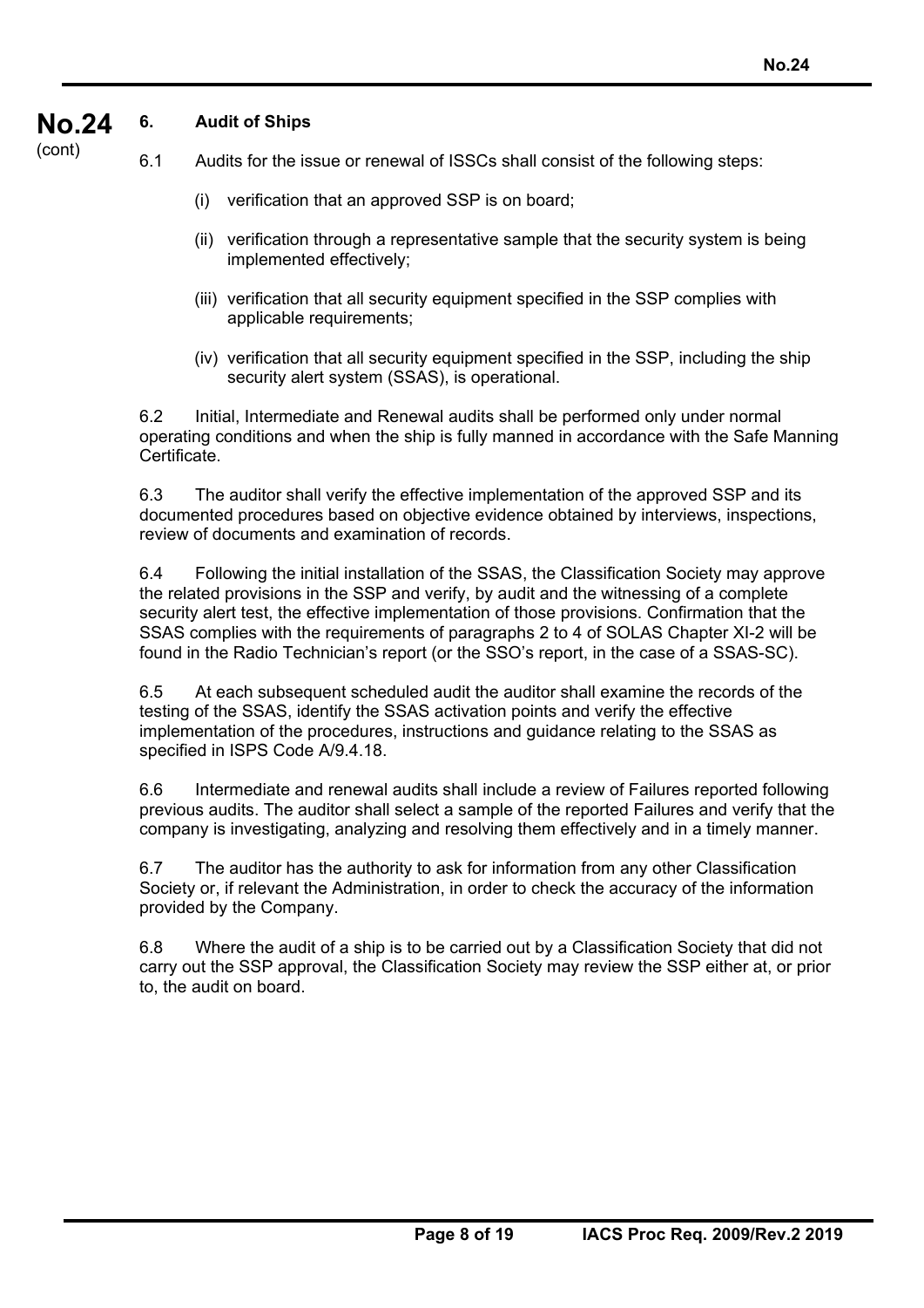## 6. Audit of Ships

6.1 Audits for the issue or renewal of ISSCs shall consist of the following steps:

(i) verification that an approved SSP is on board;

(ii) verification through a representative sample that the security system is being implemented effectively;

(iii) verification that all security equipment specified in the SSP complies with applicable requirements;

(iv) verification that all security equipment specified in the SSP, including the ship security alert system (SSAS), is operational.

6.2 Initial, Intermediate and Renewal audits shall be performed only under normal operating conditions and when the ship is fully manned in accordance with the Safe Manning Certificate.

6.3 The auditor shall verify the effective implementation of the approved SSP and its documented procedures based on objective evidence obtained by interviews, inspections, review of documents and examination of records.

6.4 Following the initial installation of the SSAS, the Classification Society may approve the related provisions in the SSP and verify, by audit and the witnessing of a complete security alert test, the effective implementation of those provisions. Confirmation that the SSAS complies with the requirements of paragraphs 2 to 4 of SOLAS Chapter XI-2 will be found in the Radio Technician's report (or the SSO's report, in the case of a SSAS-SC).

6.5 At each subsequent scheduled audit the auditor shall examine the records of the testing of the SSAS, identify the SSAS activation points and verify the effective implementation of the procedures, instructions and guidance relating to the SSAS as specified in ISPS Code A/9.4.18.

6.6 Intermediate and renewal audits shall include a review of Failures reported following previous audits. The auditor shall select a sample of the reported Failures and verify that the company is investigating, analyzing and resolving them effectively and in a timely manner.

6.7 The auditor has the authority to ask for information from any other Classification Society or, if relevant the Administration, in order to check the accuracy of the information provided by the Company.

6.8 Where the audit of a ship is to be carried out by a Classification Society that did not carry out the SSP approval, the Classification Society may review the SSP either at, or prior to, the audit on board.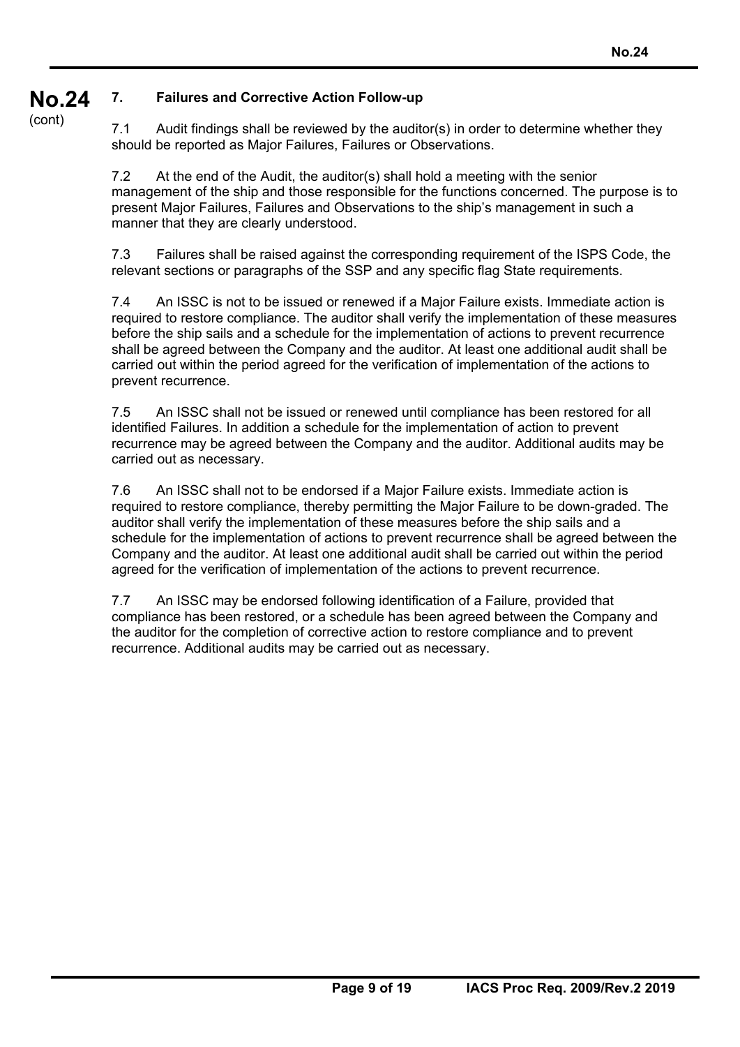## 7. Failures and Corrective Action Follow-up

7.1 Audit findings shall be reviewed by the auditor(s) in order to determine whether they should be reported as Major Failures, Failures or Observations.

7.2 At the end of the Audit, the auditor(s) shall hold a meeting with the senior management of the ship and those responsible for the functions concerned. The purpose is to present Major Failures, Failures and Observations to the ship's management in such a manner that they are clearly understood.

7.3 Failures shall be raised against the corresponding requirement of the ISPS Code, the relevant sections or paragraphs of the SSP and any specific flag State requirements.

7.4 An ISSC is not to be issued or renewed if a Major Failure exists. Immediate action is required to restore compliance. The auditor shall verify the implementation of these measures before the ship sails and a schedule for the implementation of actions to prevent recurrence shall be agreed between the Company and the auditor. At least one additional audit shall be carried out within the period agreed for the verification of implementation of the actions to prevent recurrence.

7.5 An ISSC shall not be issued or renewed until compliance has been restored for all identified Failures. In addition a schedule for the implementation of action to prevent recurrence may be agreed between the Company and the auditor. Additional audits may be carried out as necessary.

7.6 An ISSC shall not to be endorsed if a Major Failure exists. Immediate action is required to restore compliance, thereby permitting the Major Failure to be down-graded. The auditor shall verify the implementation of these measures before the ship sails and a schedule for the implementation of actions to prevent recurrence shall be agreed between the Company and the auditor. At least one additional audit shall be carried out within the period agreed for the verification of implementation of the actions to prevent recurrence.

7.7 An ISSC may be endorsed following identification of a Failure, provided that compliance has been restored, or a schedule has been agreed between the Company and the auditor for the completion of corrective action to restore compliance and to prevent recurrence. Additional audits may be carried out as necessary.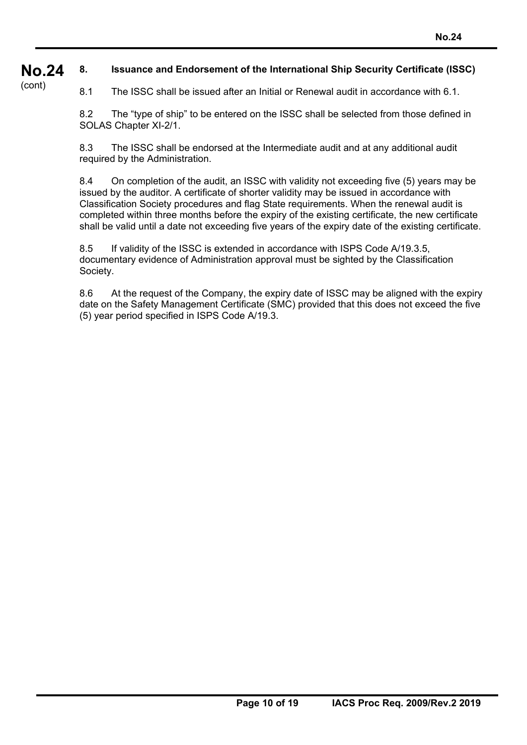## 8. Issuance and Endorsement of the International Ship Security Certificate (ISSC)

8.1 The ISSC shall be issued after an Initial or Renewal audit in accordance with 6.1.

8.2 The "type of ship" to be entered on the ISSC shall be selected from those defined in SOLAS Chapter XI-2/1.

8.3 The ISSC shall be endorsed at the Intermediate audit and at any additional audit required by the Administration.

8.4 On completion of the audit, an ISSC with validity not exceeding five (5) years may be issued by the auditor. A certificate of shorter validity may be issued in accordance with Classification Society procedures and flag State requirements. When the renewal audit is completed within three months before the expiry of the existing certificate, the new certificate shall be valid until a date not exceeding five years of the expiry date of the existing certificate.

8.5 If validity of the ISSC is extended in accordance with ISPS Code A/19.3.5, documentary evidence of Administration approval must be sighted by the Classification Society.

8.6 At the request of the Company, the expiry date of ISSC may be aligned with the expiry date on the Safety Management Certificate (SMC) provided that this does not exceed the five (5) year period specified in ISPS Code A/19.3.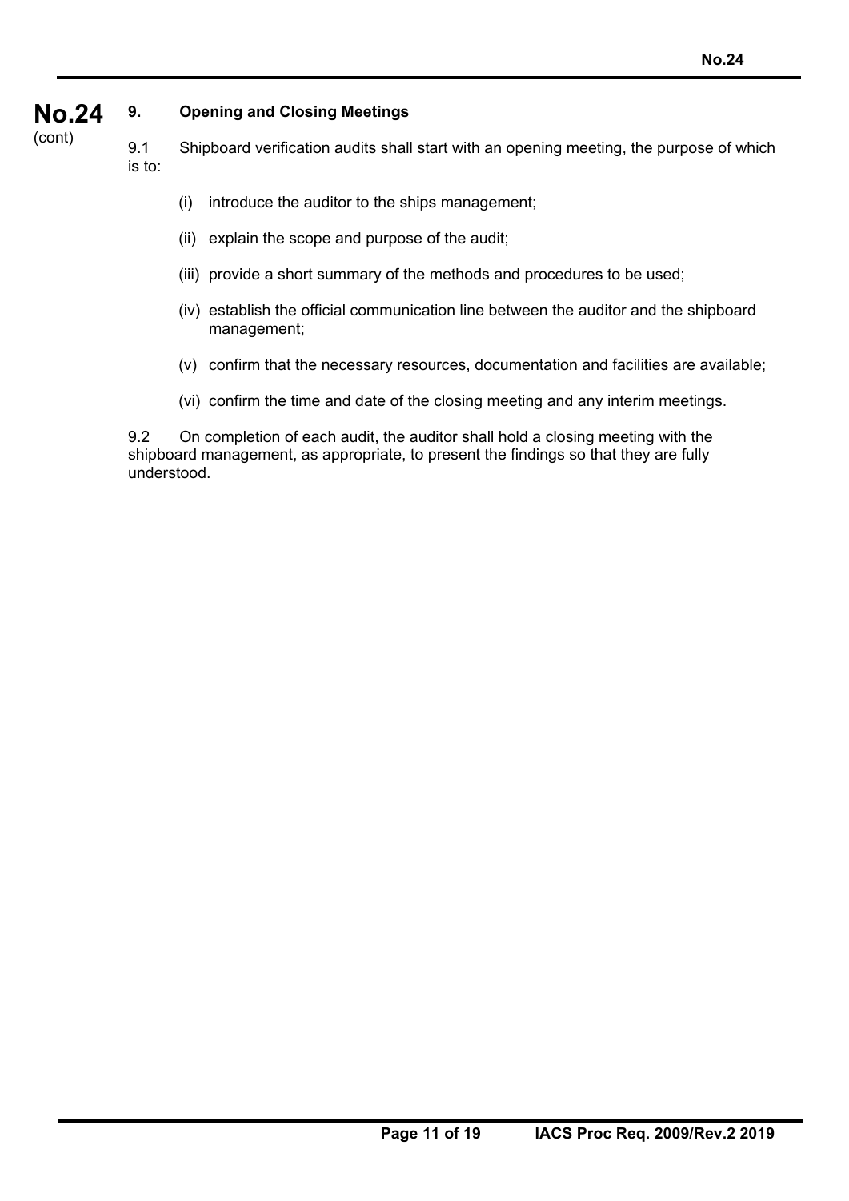## 9. Opening and Closing Meetings

9.1 Shipboard verification audits shall start with an opening meeting, the purpose of which is to:

(i) introduce the auditor to the ships management;

(ii) explain the scope and purpose of the audit;

(iii) provide a short summary of the methods and procedures to be used;

(iv) establish the official communication line between the auditor and the shipboard management;

(v) confirm that the necessary resources, documentation and facilities are available;

(vi) confirm the time and date of the closing meeting and any interim meetings.

9.2 On completion of each audit, the auditor shall hold a closing meeting with the shipboard management, as appropriate, to present the findings so that they are fully understood.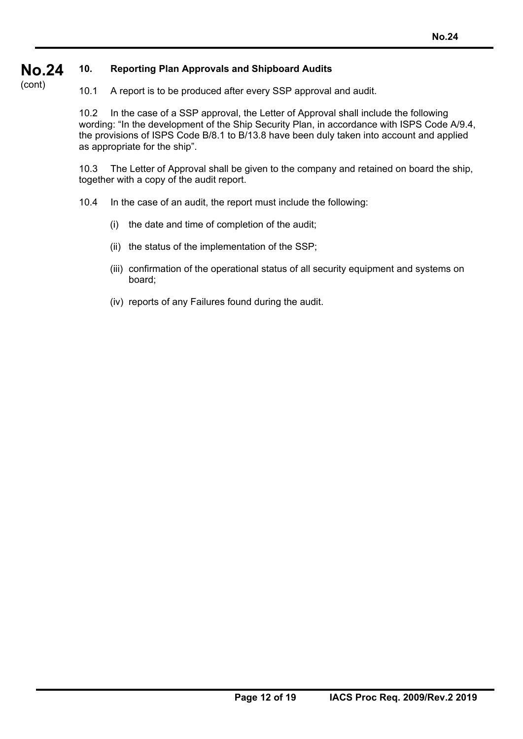## 10. Reporting Plan Approvals and Shipboard Audits

10.1 A report is to be produced after every SSP approval and audit.

10.2 In the case of a SSP approval, the Letter of Approval shall include the following wording: "In the development of the Ship Security Plan, in accordance with ISPS Code A/9.4, the provisions of ISPS Code B/8.1 to B/13.8 have been duly taken into account and applied as appropriate for the ship".

10.3 The Letter of Approval shall be given to the company and retained on board the ship, together with a copy of the audit report.

10.4 In the case of an audit, the report must include the following:

(i) the date and time of completion of the audit;

(ii) the status of the implementation of the SSP;

(iii) confirmation of the operational status of all security equipment and systems on board;

(iv) reports of any Failures found during the audit.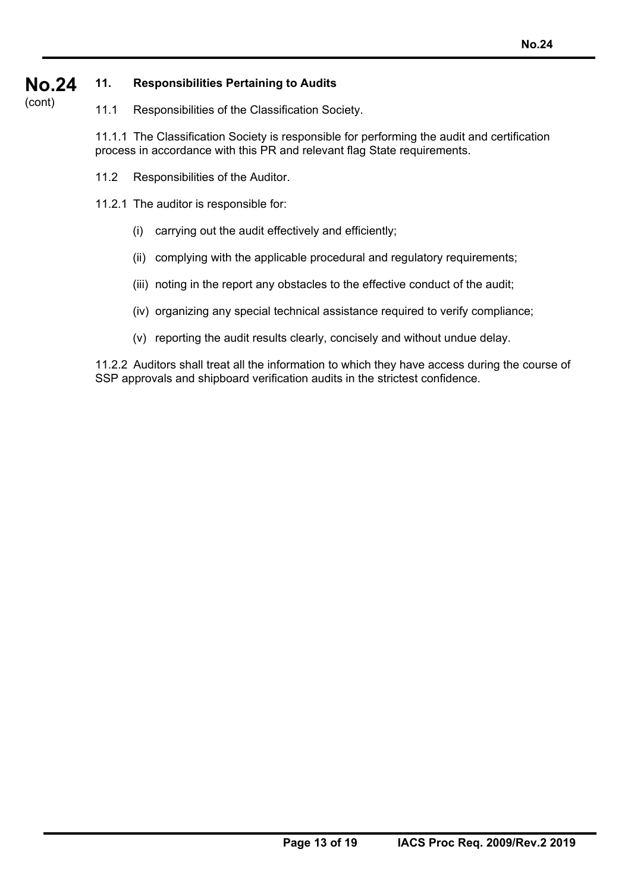## 11. Responsibilities Pertaining to Audits

11.1 Responsibilities of the Classification Society.

11.1.1 The Classification Society is responsible for performing the audit and certification process in accordance with this PR and relevant flag State requirements.

11.2 Responsibilities of the Auditor.

11.2.1 The auditor is responsible for:

(i) carrying out the audit effectively and efficiently;

(ii) complying with the applicable procedural and regulatory requirements;

(iii) noting in the report any obstacles to the effective conduct of the audit;

(iv) organizing any special technical assistance required to verify compliance;

(v) reporting the audit results clearly, concisely and without undue delay.

11.2.2 Auditors shall treat all the information to which they have access during the course of SSP approvals and shipboard verification audits in the strictest confidence.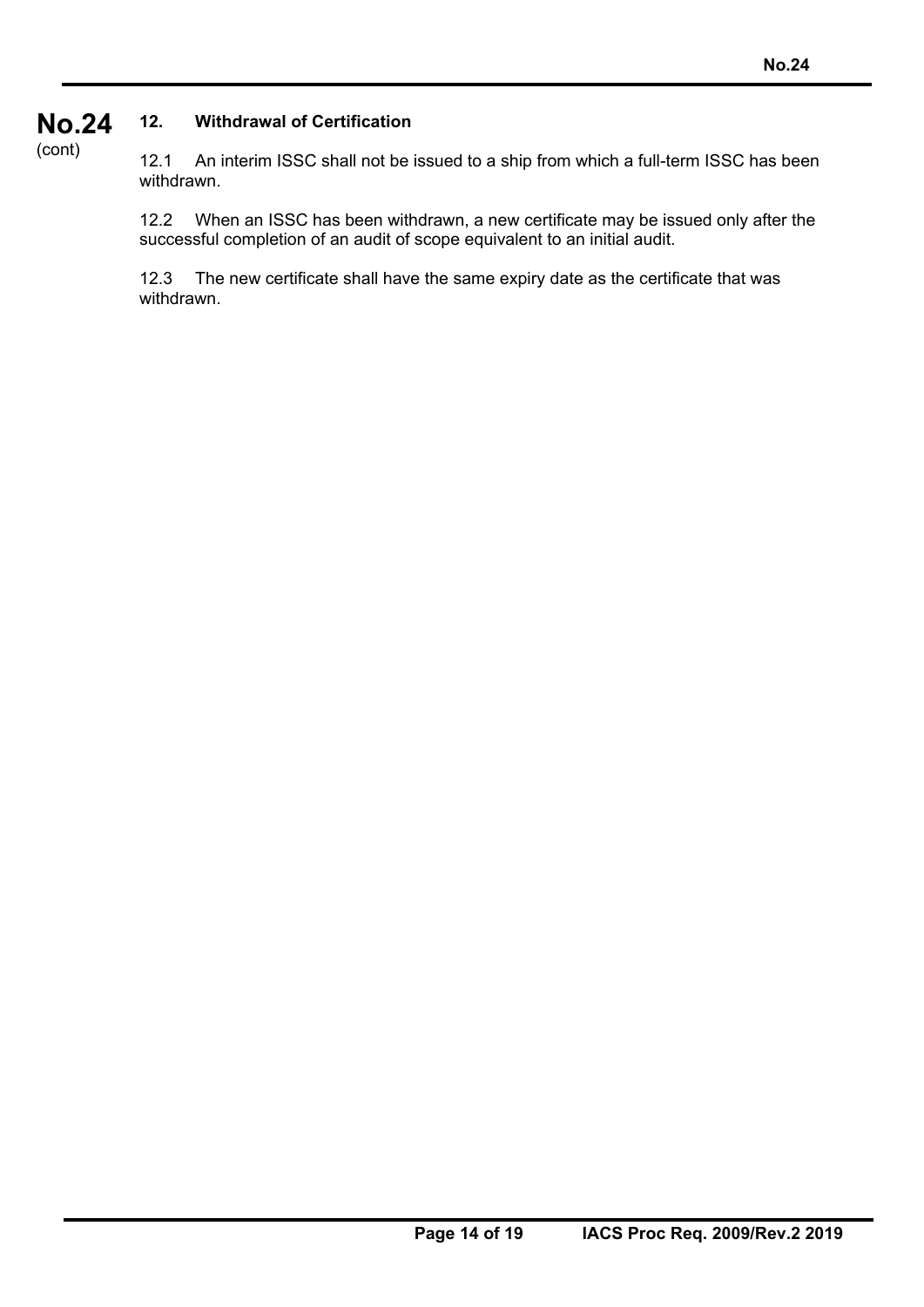## 12. Withdrawal of Certification

12.1 An interim ISSC shall not be issued to a ship from which a full-term ISSC has been withdrawn.

12.2 When an ISSC has been withdrawn, a new certificate may be issued only after the successful completion of an audit of scope equivalent to an initial audit.

12.3 The new certificate shall have the same expiry date as the certificate that was withdrawn.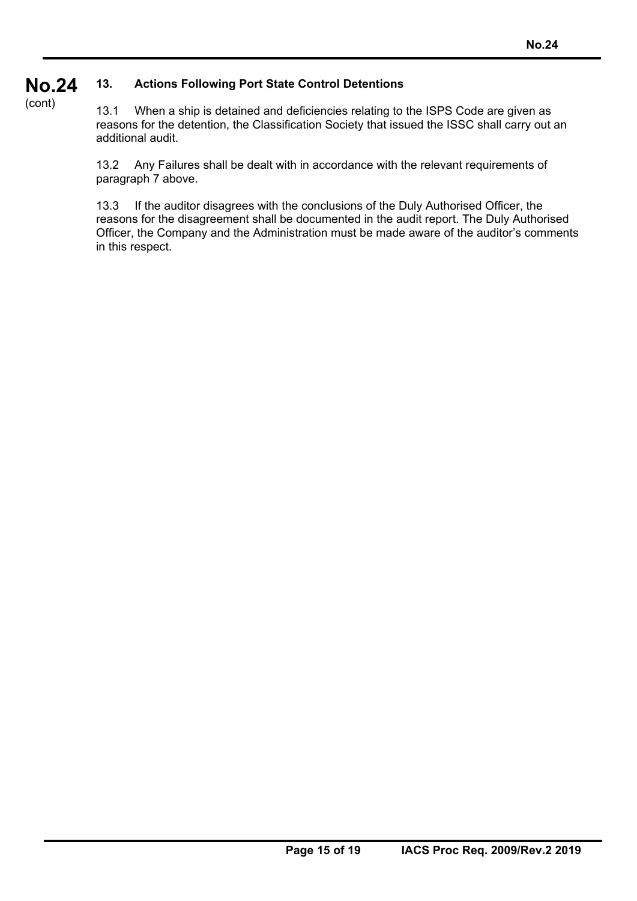## 13. Actions Following Port State Control Detentions

13.1 When a ship is detained and deficiencies relating to the ISPS Code are given as reasons for the detention, the Classification Society that issued the ISSC shall carry out an additional audit.

13.2 Any Failures shall be dealt with in accordance with the relevant requirements of paragraph 7 above.

13.3 If the auditor disagrees with the conclusions of the Duly Authorised Officer, the reasons for the disagreement shall be documented in the audit report. The Duly Authorised Officer, the Company and the Administration must be made aware of the auditor's comments in this respect.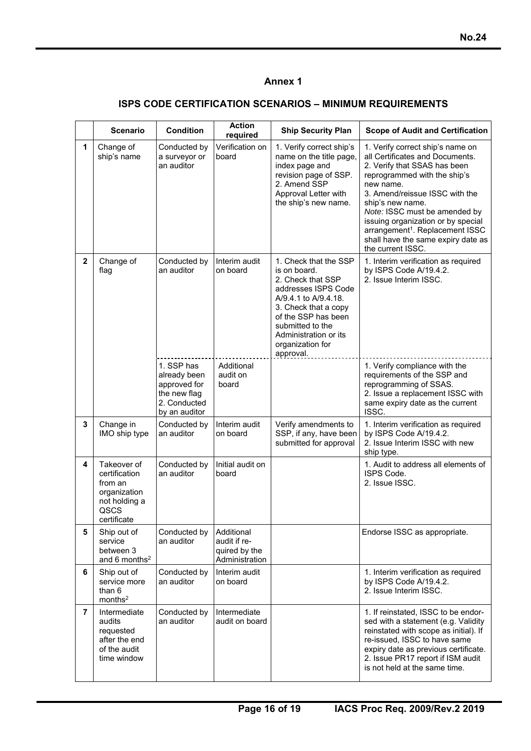## Annex 1

### ISPS CODE CERTIFICATION SCENARIOS – MINIMUM REQUIREMENTS

| | Scenario | Condition | Action required | Ship Security Plan | Scope of Audit and Certification |
|---|---|---|---|---|---|
| 1 | Change of ship's name | Conducted by a surveyor or an auditor | Verification on board | 1. Verify correct ship's name on the title page, index page and revision page of SSP.<br>2. Amend SSP Approval Letter with the ship's new name. | 1. Verify correct ship's name on all Certificates and Documents.<br>2. Verify that SSAS has been reprogrammed with the ship's new name.<br>3. Amend/reissue ISSC with the ship's new name.<br>*Note:* ISSC must be amended by issuing organization or by special arrangement[1]. Replacement ISSC shall have the same expiry date as the current ISSC. |
| 2 | Change of flag | Conducted by an auditor | Interim audit on board | 1. Check that the SSP is on board.<br>2. Check that SSP addresses ISPS Code A/9.4.1 to A/9.4.18.<br>3. Check that a copy of the SSP has been submitted to the Administration or its organization for approval. | 1. Interim verification as required by ISPS Code A/19.4.2.<br>2. Issue Interim ISSC. |
| | | 1. SSP has already been approved for the new flag<br>2. Conducted by an auditor | Additional audit on board | | 1. Verify compliance with the requirements of the SSP and reprogramming of SSAS.<br>2. Issue a replacement ISSC with same expiry date as the current ISSC. |
| 3 | Change in IMO ship type | Conducted by an auditor | Interim audit on board | Verify amendments to SSP, if any, have been submitted for approval | 1. Interim verification as required by ISPS Code A/19.4.2.<br>2. Issue Interim ISSC with new ship type. |
| 4 | Takeover of certification from an organization not holding a QSCS certificate | Conducted by an auditor | Initial audit on board | | 1. Audit to address all elements of ISPS Code.<br>2. Issue ISSC. |
| 5 | Ship out of service between 3 and 6 months[2] | Conducted by an auditor | Additional audit if required by the Administration | | Endorse ISSC as appropriate. |
| 6 | Ship out of service more than 6 months[2] | Conducted by an auditor | Interim audit on board | | 1. Interim verification as required by ISPS Code A/19.4.2.<br>2. Issue Interim ISSC. |
| 7 | Intermediate audits requested after the end of the audit time window | Conducted by an auditor | Intermediate audit on board | | 1. If reinstated, ISSC to be endorsed with a statement (e.g. Validity reinstated with scope as initial). If re-issued, ISSC to have same expiry date as previous certificate.<br>2. Issue PR17 report if ISM audit is not held at the same time. |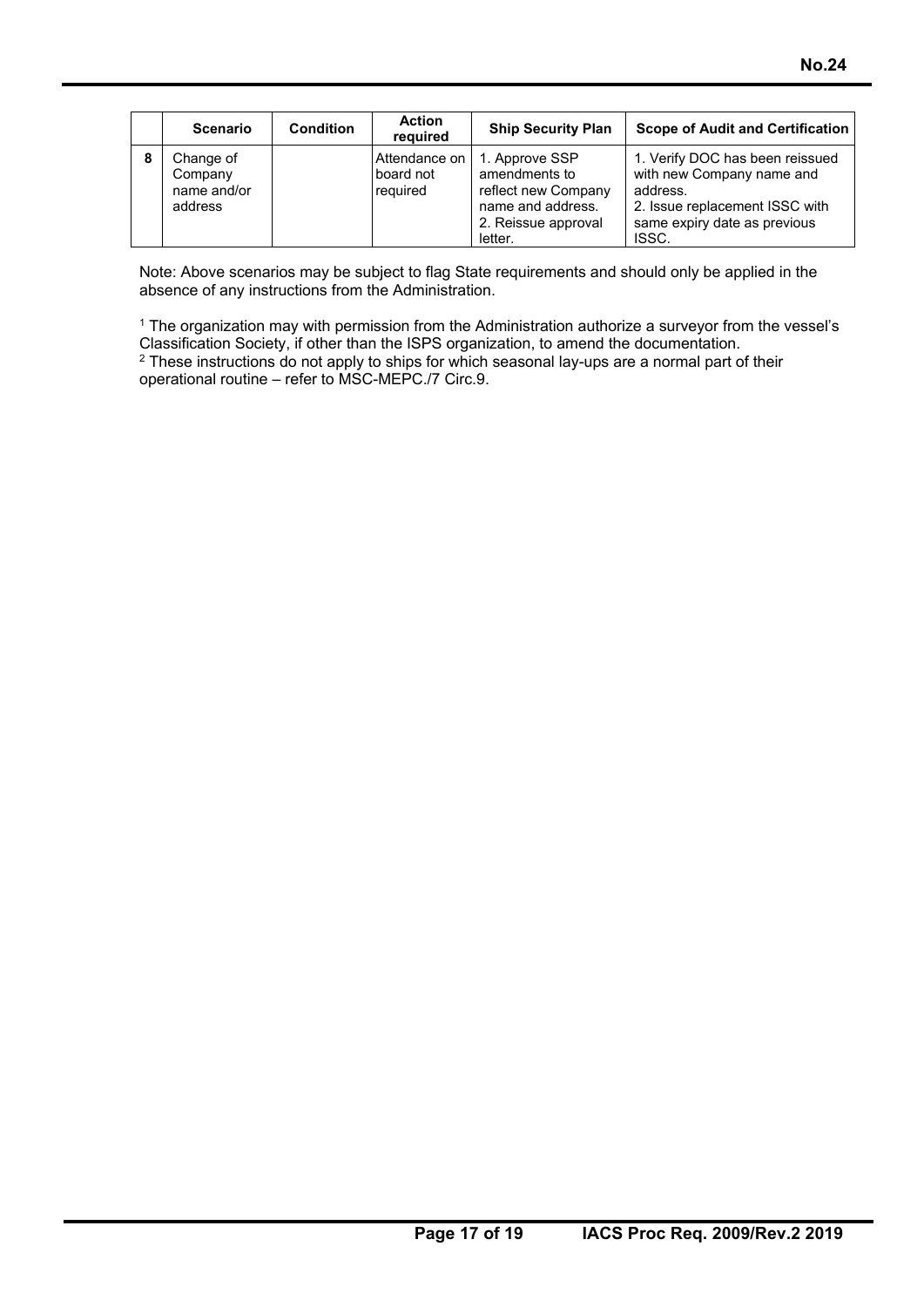| | Scenario | Condition | Action required | Ship Security Plan | Scope of Audit and Certification |
|---|---|---|---|---|---|
| 8 | Change of Company name and/or address | | Attendance on board not required | 1. Approve SSP amendments to reflect new Company name and address. 2. Reissue approval letter. | 1. Verify DOC has been reissued with new Company name and address. 2. Issue replacement ISSC with same expiry date as previous ISSC. |

Note: Above scenarios may be subject to flag State requirements and should only be applied in the absence of any instructions from the Administration.

[1] The organization may with permission from the Administration authorize a surveyor from the vessel's Classification Society, if other than the ISPS organization, to amend the documentation.
[2] These instructions do not apply to ships for which seasonal lay-ups are a normal part of their operational routine – refer to MSC-MEPC./7 Circ.9.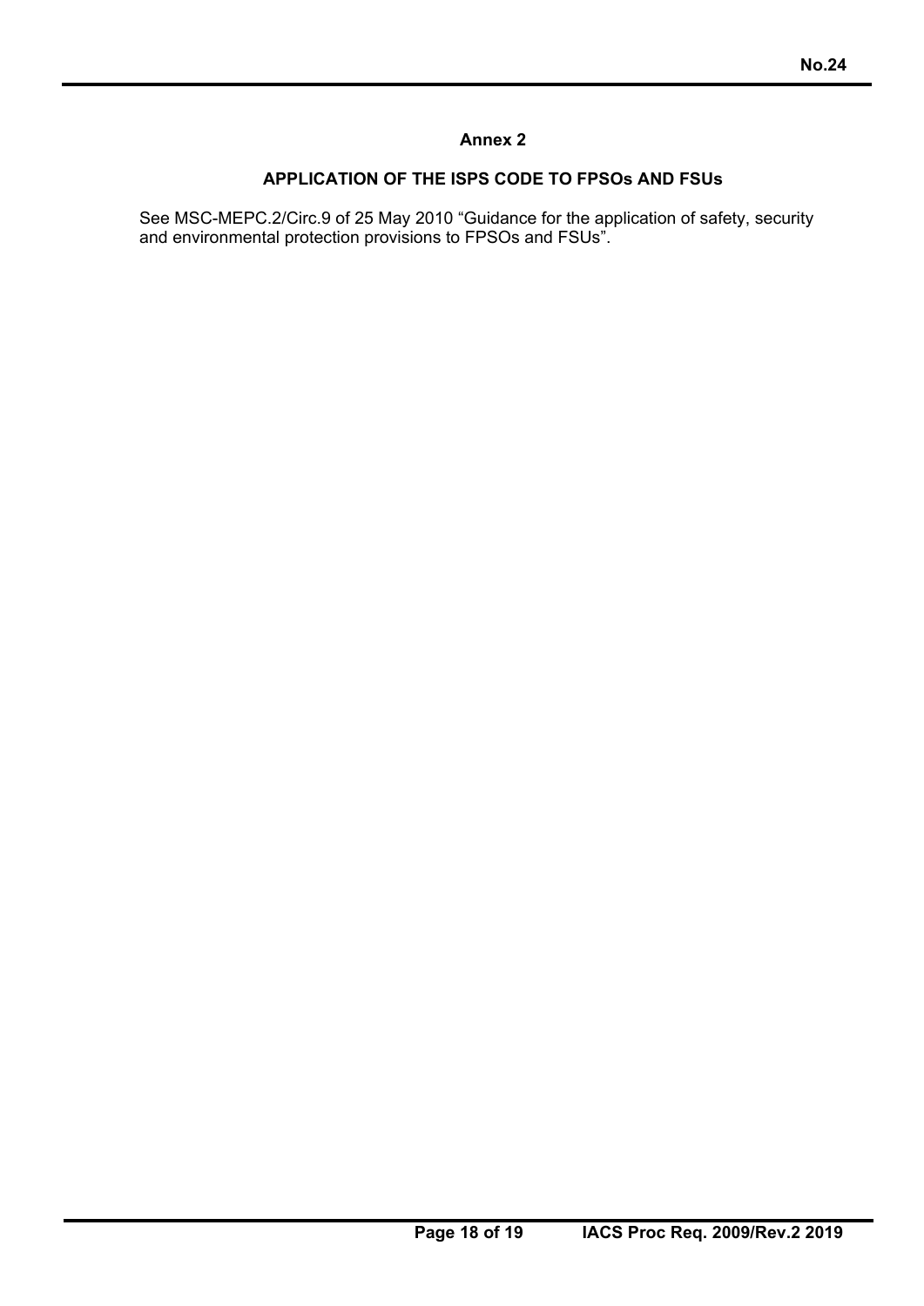## Annex 2

### APPLICATION OF THE ISPS CODE TO FPSOs AND FSUs

See MSC-MEPC.2/Circ.9 of 25 May 2010 "Guidance for the application of safety, security and environmental protection provisions to FPSOs and FSUs".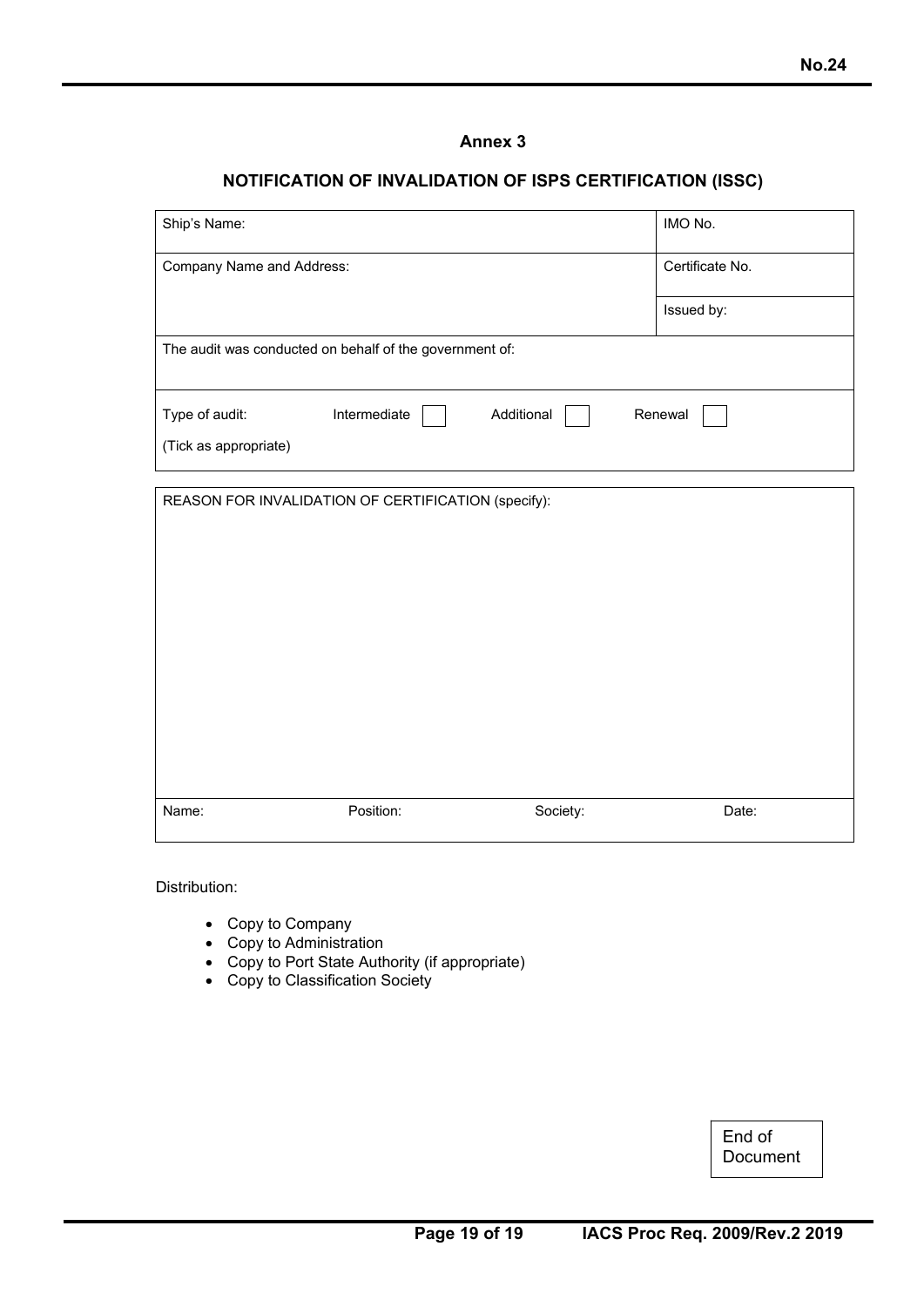## Annex 3

### NOTIFICATION OF INVALIDATION OF ISPS CERTIFICATION (ISSC)

| | |
|---|---|
| Ship's Name: | IMO No. |
| Company Name and Address: | Certificate No. |
| | Issued by: |
| The audit was conducted on behalf of the government of: | |
| Type of audit: (Tick as appropriate) Intermediate ☐ Additional ☐ Renewal ☐ | |

| | | | |
|---|---|---|---|
| REASON FOR INVALIDATION OF CERTIFICATION (specify): | | | |
| Name: | Position: | Society: | Date: |

Distribution:

- Copy to Company
- Copy to Administration
- Copy to Port State Authority (if appropriate)
- Copy to Classification Society

End of Document